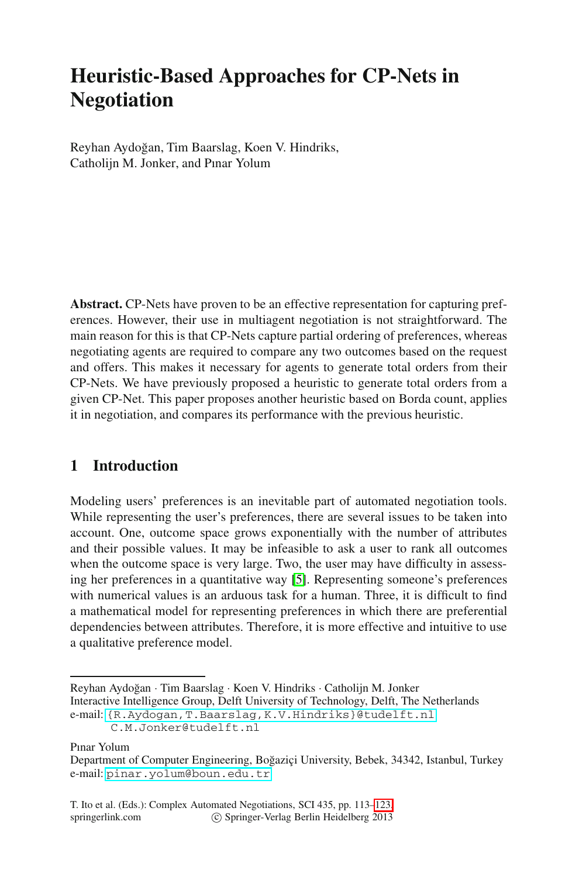# Heuristic-Based Approaches for CP-Nets in Negotiation

Reyhan Aydoğan, Tim Baarslag, Koen V. Hindriks, Catholijn M. Jonker, and Pınar Yolum

**Abstract.** CP-Nets have proven to be an effective representation for capturing preferences. However, their use in multiagent negotiation is not straightforward. The main reason for this is that CP-Nets capture partial ordering of preferences, whereas negotiating agents are required to compare any two outcomes based on the request and offers. This makes it necessary for agents to generate total orders from their CP-Nets. We have previously proposed a heuristic to generate total orders from a given CP-Net. This paper proposes another heuristic based on Borda count, applies it in negotiation, and compares its performance with the previous heuristic.

## 1 Introduction

Modeling users' preferences is an inevitable part of automated negotiation tools. While representing the user's preferences, there are several issues to be taken into account. One, outcome space grows exponentially with the number of attributes and their possible values. It may be infeasible to ask a user to rank all outcomes when the outcome space is very large. Two, the user may have difficulty in assessing her preferences in a quantitative way [5]. Representing someone's preferences with numerical values is an arduous task for a human. Three, it is difficult to find a mathematical model for representing preferences in which there are preferential dependencies between attributes. Therefore, it is more effective and intuitive to use a qualitative preference model.

---

Reyhan Aydoğan · Tim Baarslag · Koen V. Hindriks · Catholijn M. Jonker
Interactive Intelligence Group, Delft University of Technology, Delft, The Netherlands
e-mail: {R.Aydogan,T.Baarslag,K.V.Hindriks}@tudelft.nl
C.M.Jonker@tudelft.nl

Pınar Yolum
Department of Computer Engineering, Boğaziçi University, Bebek, 34342, Istanbul, Turkey
e-mail: pinar.yolum@boun.edu.tr

T. Ito et al. (Eds.): Complex Automated Negotiations, SCI 435, pp. 113–123.
springerlink.com © Springer-Verlag Berlin Heidelberg 2013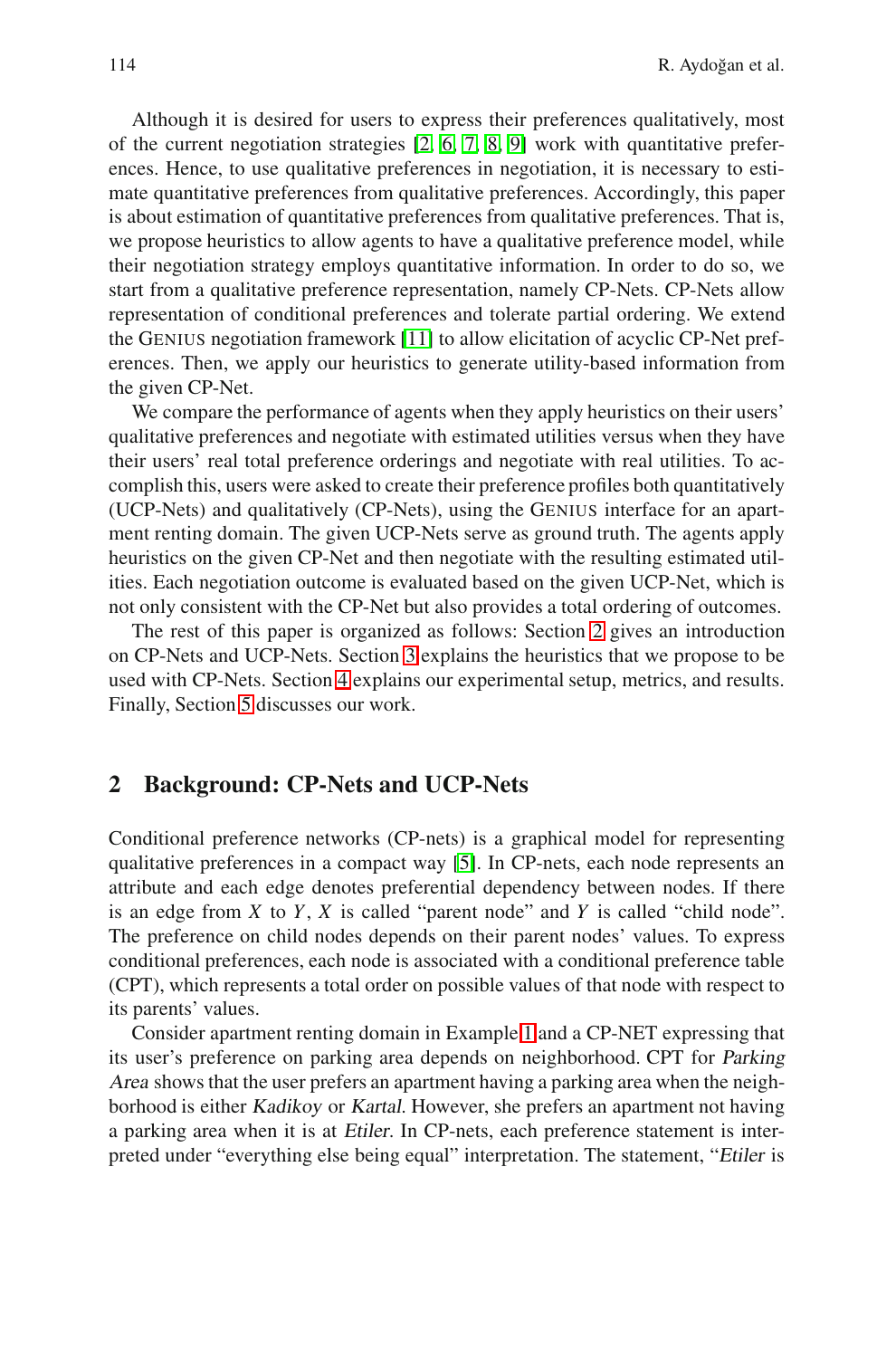Although it is desired for users to express their preferences qualitatively, most of the current negotiation strategies [2, 6, 7, 8, 9] work with quantitative preferences. Hence, to use qualitative preferences in negotiation, it is necessary to estimate quantitative preferences from qualitative preferences. Accordingly, this paper is about estimation of quantitative preferences from qualitative preferences. That is, we propose heuristics to allow agents to have a qualitative preference model, while their negotiation strategy employs quantitative information. In order to do so, we start from a qualitative preference representation, namely CP-Nets. CP-Nets allow representation of conditional preferences and tolerate partial ordering. We extend the GENIUS negotiation framework [11] to allow elicitation of acyclic CP-Net preferences. Then, we apply our heuristics to generate utility-based information from the given CP-Net.

We compare the performance of agents when they apply heuristics on their users' qualitative preferences and negotiate with estimated utilities versus when they have their users' real total preference orderings and negotiate with real utilities. To accomplish this, users were asked to create their preference profiles both quantitatively (UCP-Nets) and qualitatively (CP-Nets), using the GENIUS interface for an apartment renting domain. The given UCP-Nets serve as ground truth. The agents apply heuristics on the given CP-Net and then negotiate with the resulting estimated utilities. Each negotiation outcome is evaluated based on the given UCP-Net, which is not only consistent with the CP-Net but also provides a total ordering of outcomes.

The rest of this paper is organized as follows: Section 2 gives an introduction on CP-Nets and UCP-Nets. Section 3 explains the heuristics that we propose to be used with CP-Nets. Section 4 explains our experimental setup, metrics, and results. Finally, Section 5 discusses our work.

## 2 Background: CP-Nets and UCP-Nets

Conditional preference networks (CP-nets) is a graphical model for representing qualitative preferences in a compact way [5]. In CP-nets, each node represents an attribute and each edge denotes preferential dependency between nodes. If there is an edge from $X$ to $Y$, $X$ is called "parent node" and $Y$ is called "child node". The preference on child nodes depends on their parent nodes' values. To express conditional preferences, each node is associated with a conditional preference table (CPT), which represents a total order on possible values of that node with respect to its parents' values.

Consider apartment renting domain in Example 1 and a CP-NET expressing that its user's preference on parking area depends on neighborhood. CPT for *Parking Area* shows that the user prefers an apartment having a parking area when the neighborhood is either *Kadikoy* or *Kartal*. However, she prefers an apartment not having a parking area when it is at *Etiler*. In CP-nets, each preference statement is interpreted under "everything else being equal" interpretation. The statement, "*Etiler* is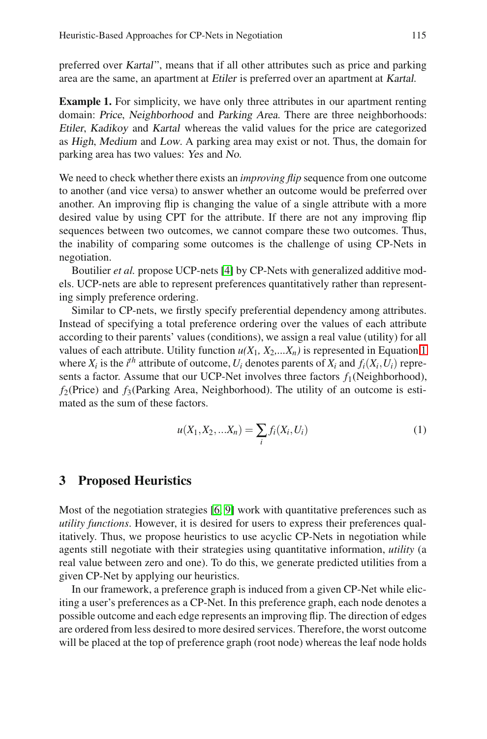preferred over *Kartal*", means that if all other attributes such as price and parking area are the same, an apartment at *Etiler* is preferred over an apartment at *Kartal*.

**Example 1.** For simplicity, we have only three attributes in our apartment renting domain: *Price*, *Neighborhood* and *Parking Area*. There are three neighborhoods: *Etiler*, *Kadikoy* and *Kartal* whereas the valid values for the price are categorized as *High*, *Medium* and *Low*. A parking area may exist or not. Thus, the domain for parking area has two values: *Yes* and *No*.

We need to check whether there exists an *improving flip* sequence from one outcome to another (and vice versa) to answer whether an outcome would be preferred over another. An improving flip is changing the value of a single attribute with a more desired value by using CPT for the attribute. If there are not any improving flip sequences between two outcomes, we cannot compare these two outcomes. Thus, the inability of comparing some outcomes is the challenge of using CP-Nets in negotiation.

Boutilier *et al.* propose UCP-nets [4] by CP-Nets with generalized additive models. UCP-nets are able to represent preferences quantitatively rather than representing simply preference ordering.

Similar to CP-nets, we firstly specify preferential dependency among attributes. Instead of specifying a total preference ordering over the values of each attribute according to their parents' values (conditions), we assign a real value (utility) for all values of each attribute. Utility function $u(X_1, X_2, ...X_n)$ is represented in Equation 1 where $X_i$ is the $i^{th}$ attribute of outcome, $U_i$ denotes parents of $X_i$ and $f_i(X_i, U_i)$ represents a factor. Assume that our UCP-Net involves three factors $f_1$(Neighborhood), $f_2$(Price) and $f_3$(Parking Area, Neighborhood). The utility of an outcome is estimated as the sum of these factors.

$$u(X_1, X_2, ...X_n) = \sum_i f_i(X_i, U_i) \tag{1}$$

## 3 Proposed Heuristics

Most of the negotiation strategies [6, 9] work with quantitative preferences such as *utility functions*. However, it is desired for users to express their preferences qualitatively. Thus, we propose heuristics to use acyclic CP-Nets in negotiation while agents still negotiate with their strategies using quantitative information, *utility* (a real value between zero and one). To do this, we generate predicted utilities from a given CP-Net by applying our heuristics.

In our framework, a preference graph is induced from a given CP-Net while eliciting a user's preferences as a CP-Net. In this preference graph, each node denotes a possible outcome and each edge represents an improving flip. The direction of edges are ordered from less desired to more desired services. Therefore, the worst outcome will be placed at the top of preference graph (root node) whereas the leaf node holds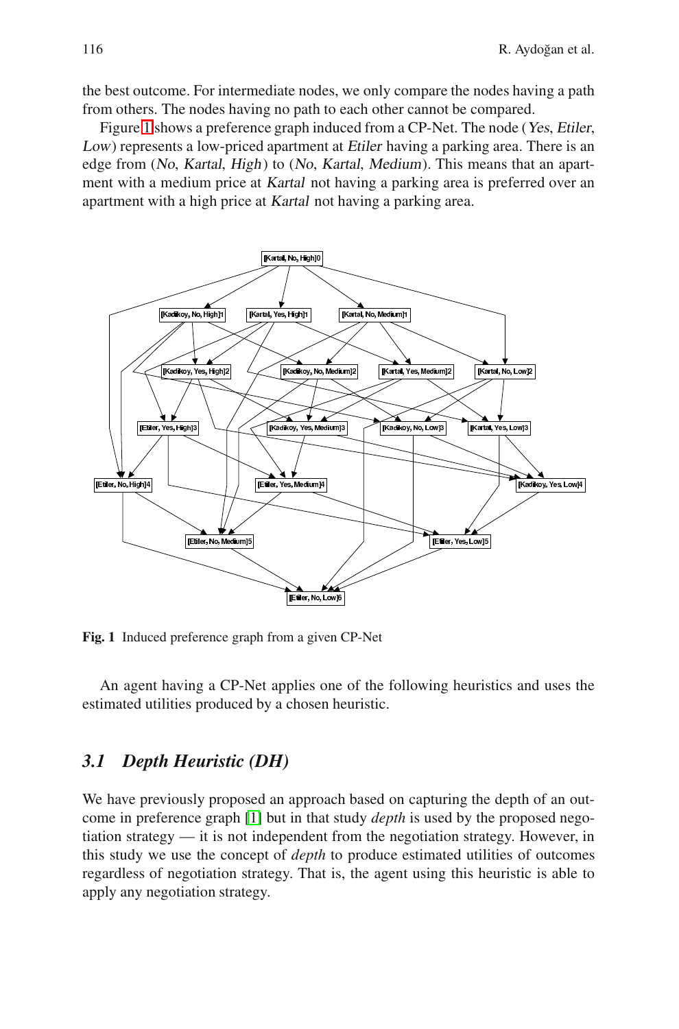the best outcome. For intermediate nodes, we only compare the nodes having a path from others. The nodes having no path to each other cannot be compared.

Figure 1 shows a preference graph induced from a CP-Net. The node (*Yes*, *Etiler*, *Low*) represents a low-priced apartment at *Etiler* having a parking area. There is an edge from (*No*, *Kartal*, *High*) to (*No*, *Kartal*, *Medium*). This means that an apartment with a medium price at *Kartal* not having a parking area is preferred over an apartment with a high price at *Kartal* not having a parking area.

**Fig. 1** Induced preference graph from a given CP-Net

An agent having a CP-Net applies one of the following heuristics and uses the estimated utilities produced by a chosen heuristic.

### *3.1 Depth Heuristic (DH)*

We have previously proposed an approach based on capturing the depth of an outcome in preference graph [1] but in that study *depth* is used by the proposed negotiation strategy — it is not independent from the negotiation strategy. However, in this study we use the concept of *depth* to produce estimated utilities of outcomes regardless of negotiation strategy. That is, the agent using this heuristic is able to apply any negotiation strategy.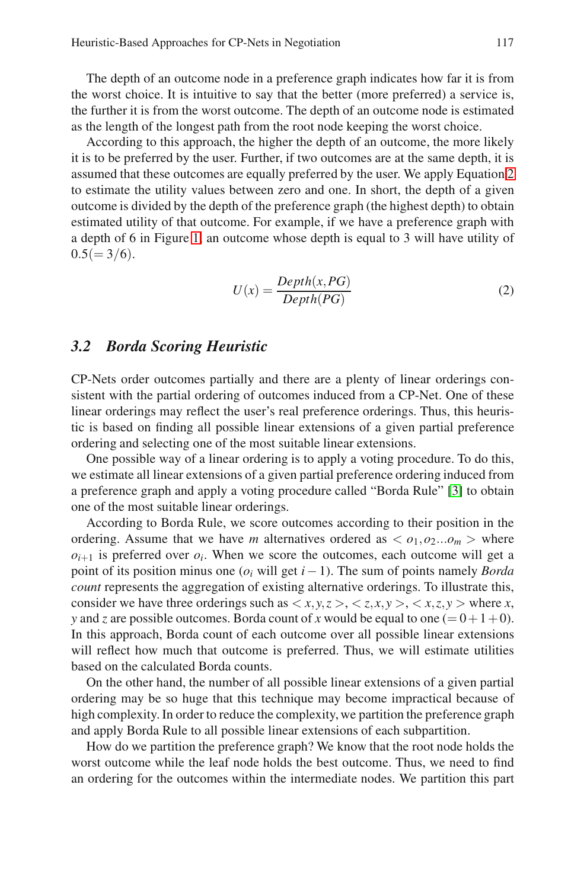The depth of an outcome node in a preference graph indicates how far it is from the worst choice. It is intuitive to say that the better (more preferred) a service is, the further it is from the worst outcome. The depth of an outcome node is estimated as the length of the longest path from the root node keeping the worst choice.

According to this approach, the higher the depth of an outcome, the more likely it is to be preferred by the user. Further, if two outcomes are at the same depth, it is assumed that these outcomes are equally preferred by the user. We apply Equation 2 to estimate the utility values between zero and one. In short, the depth of a given outcome is divided by the depth of the preference graph (the highest depth) to obtain estimated utility of that outcome. For example, if we have a preference graph with a depth of 6 in Figure 1, an outcome whose depth is equal to 3 will have utility of $0.5 (= 3/6)$.

$$U(x) = \frac{Depth(x,PG)}{Depth(PG)} \tag{2}$$

### 3.2 Borda Scoring Heuristic

CP-Nets order outcomes partially and there are a plenty of linear orderings consistent with the partial ordering of outcomes induced from a CP-Net. One of these linear orderings may reflect the user's real preference orderings. Thus, this heuristic is based on finding all possible linear extensions of a given partial preference ordering and selecting one of the most suitable linear extensions.

One possible way of a linear ordering is to apply a voting procedure. To do this, we estimate all linear extensions of a given partial preference ordering induced from a preference graph and apply a voting procedure called "Borda Rule" [3] to obtain one of the most suitable linear orderings.

According to Borda Rule, we score outcomes according to their position in the ordering. Assume that we have $m$ alternatives ordered as $< o_1, o_2 ... o_m >$ where $o_{i+1}$ is preferred over $o_i$. When we score the outcomes, each outcome will get a point of its position minus one ($o_i$ will get $i-1$). The sum of points namely *Borda count* represents the aggregation of existing alternative orderings. To illustrate this, consider we have three orderings such as $< x, y, z >$, $< z, x, y >$, $< x, z, y >$ where $x$, $y$ and $z$ are possible outcomes. Borda count of $x$ would be equal to one $(= 0 + 1 + 0)$. In this approach, Borda count of each outcome over all possible linear extensions will reflect how much that outcome is preferred. Thus, we will estimate utilities based on the calculated Borda counts.

On the other hand, the number of all possible linear extensions of a given partial ordering may be so huge that this technique may become impractical because of high complexity. In order to reduce the complexity, we partition the preference graph and apply Borda Rule to all possible linear extensions of each subpartition.

How do we partition the preference graph? We know that the root node holds the worst outcome while the leaf node holds the best outcome. Thus, we need to find an ordering for the outcomes within the intermediate nodes. We partition this part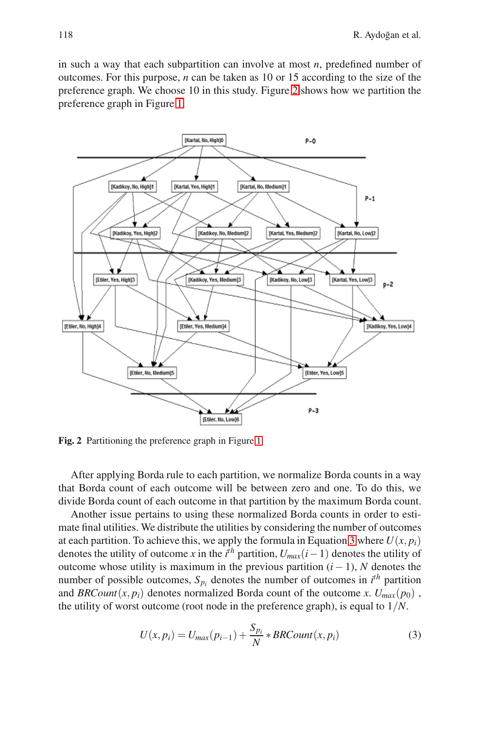in such a way that each subpartition can involve at most $n$, predefined number of outcomes. For this purpose, $n$ can be taken as 10 or 15 according to the size of the preference graph. We choose 10 in this study. Figure 2 shows how we partition the preference graph in Figure 1.

Fig. 2 Partitioning the preference graph in Figure 1

After applying Borda rule to each partition, we normalize Borda counts in a way that Borda count of each outcome will be between zero and one. To do this, we divide Borda count of each outcome in that partition by the maximum Borda count.

Another issue pertains to using these normalized Borda counts in order to estimate final utilities. We distribute the utilities by considering the number of outcomes at each partition. To achieve this, we apply the formula in Equation 3 where $U(x, p_i)$ denotes the utility of outcome $x$ in the $i^{th}$ partition, $U_{max}(i-1)$ denotes the utility of outcome whose utility is maximum in the previous partition $(i-1)$, $N$ denotes the number of possible outcomes, $S_{p_i}$ denotes the number of outcomes in $i^{th}$ partition and $BRCount(x, p_i)$ denotes normalized Borda count of the outcome $x$. $U_{max}(p_0)$ , the utility of worst outcome (root node in the preference graph), is equal to $1/N$.

$$U(x, p_i) = U_{max}(p_{i-1}) + \frac{S_{p_i}}{N} * BRCount(x, p_i) \tag{3}$$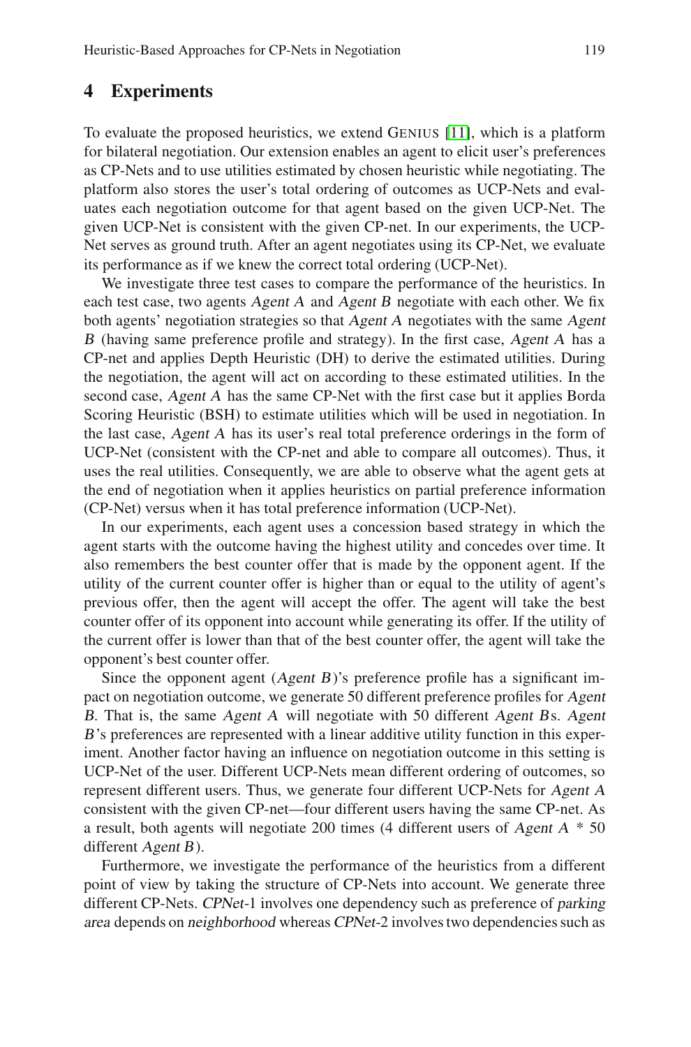## 4 Experiments

To evaluate the proposed heuristics, we extend GENIUS [11], which is a platform for bilateral negotiation. Our extension enables an agent to elicit user's preferences as CP-Nets and to use utilities estimated by chosen heuristic while negotiating. The platform also stores the user's total ordering of outcomes as UCP-Nets and evaluates each negotiation outcome for that agent based on the given UCP-Net. The given UCP-Net is consistent with the given CP-net. In our experiments, the UCP-Net serves as ground truth. After an agent negotiates using its CP-Net, we evaluate its performance as if we knew the correct total ordering (UCP-Net).

We investigate three test cases to compare the performance of the heuristics. In each test case, two agents *Agent A* and *Agent B* negotiate with each other. We fix both agents' negotiation strategies so that *Agent A* negotiates with the same *Agent B* (having same preference profile and strategy). In the first case, *Agent A* has a CP-net and applies Depth Heuristic (DH) to derive the estimated utilities. During the negotiation, the agent will act on according to these estimated utilities. In the second case, *Agent A* has the same CP-Net with the first case but it applies Borda Scoring Heuristic (BSH) to estimate utilities which will be used in negotiation. In the last case, *Agent A* has its user's real total preference orderings in the form of UCP-Net (consistent with the CP-net and able to compare all outcomes). Thus, it uses the real utilities. Consequently, we are able to observe what the agent gets at the end of negotiation when it applies heuristics on partial preference information (CP-Net) versus when it has total preference information (UCP-Net).

In our experiments, each agent uses a concession based strategy in which the agent starts with the outcome having the highest utility and concedes over time. It also remembers the best counter offer that is made by the opponent agent. If the utility of the current counter offer is higher than or equal to the utility of agent's previous offer, then the agent will accept the offer. The agent will take the best counter offer of its opponent into account while generating its offer. If the utility of the current offer is lower than that of the best counter offer, the agent will take the opponent's best counter offer.

Since the opponent agent (*Agent B*)'s preference profile has a significant impact on negotiation outcome, we generate 50 different preference profiles for *Agent B*. That is, the same *Agent A* will negotiate with 50 different *Agent B*s. *Agent B*'s preferences are represented with a linear additive utility function in this experiment. Another factor having an influence on negotiation outcome in this setting is UCP-Net of the user. Different UCP-Nets mean different ordering of outcomes, so represent different users. Thus, we generate four different UCP-Nets for *Agent A* consistent with the given CP-net—four different users having the same CP-net. As a result, both agents will negotiate 200 times (4 different users of *Agent A* * 50 different *Agent B*).

Furthermore, we investigate the performance of the heuristics from a different point of view by taking the structure of CP-Nets into account. We generate three different CP-Nets. *CPNet*-1 involves one dependency such as preference of *parking area* depends on *neighborhood* whereas *CPNet*-2 involves two dependencies such as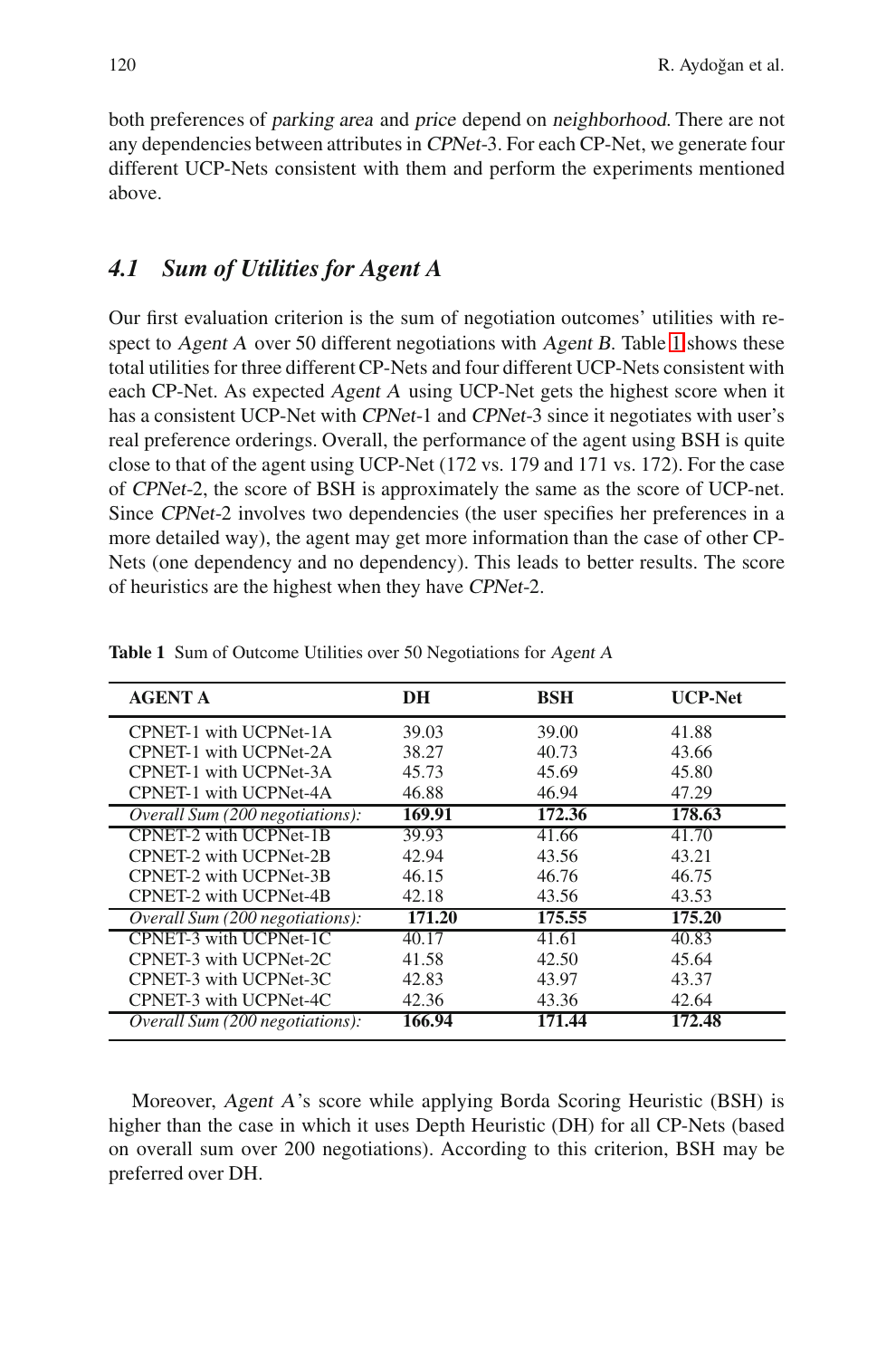both preferences of *parking area* and *price* depend on *neighborhood*. There are not any dependencies between attributes in *CPNet*-3. For each CP-Net, we generate four different UCP-Nets consistent with them and perform the experiments mentioned above.

### 4.1 Sum of Utilities for Agent A

Our first evaluation criterion is the sum of negotiation outcomes' utilities with respect to *Agent A* over 50 different negotiations with *Agent B*. Table 1 shows these total utilities for three different CP-Nets and four different UCP-Nets consistent with each CP-Net. As expected *Agent A* using UCP-Net gets the highest score when it has a consistent UCP-Net with *CPNet*-1 and *CPNet*-3 since it negotiates with user's real preference orderings. Overall, the performance of the agent using BSH is quite close to that of the agent using UCP-Net (172 vs. 179 and 171 vs. 172). For the case of *CPNet*-2, the score of BSH is approximately the same as the score of UCP-net. Since *CPNet*-2 involves two dependencies (the user specifies her preferences in a more detailed way), the agent may get more information than the case of other CP-Nets (one dependency and no dependency). This leads to better results. The score of heuristics are the highest when they have *CPNet*-2.

**Table 1** Sum of Outcome Utilities over 50 Negotiations for *Agent A*

| AGENT A | DH | BSH | UCP-Net |
|---|---|---|---|
| CPNET-1 with UCPNet-1A | 39.03 | 39.00 | 41.88 |
| CPNET-1 with UCPNet-2A | 38.27 | 40.73 | 43.66 |
| CPNET-1 with UCPNet-3A | 45.73 | 45.69 | 45.80 |
| CPNET-1 with UCPNet-4A | 46.88 | 46.94 | 47.29 |
| *Overall Sum (200 negotiations):* | **169.91** | **172.36** | **178.63** |
| CPNET-2 with UCPNet-1B | 39.93 | 41.66 | 41.70 |
| CPNET-2 with UCPNet-2B | 42.94 | 43.56 | 43.21 |
| CPNET-2 with UCPNet-3B | 46.15 | 46.76 | 46.75 |
| CPNET-2 with UCPNet-4B | 42.18 | 43.56 | 43.53 |
| *Overall Sum (200 negotiations):* | **171.20** | **175.55** | **175.20** |
| CPNET-3 with UCPNet-1C | 40.17 | 41.61 | 40.83 |
| CPNET-3 with UCPNet-2C | 41.58 | 42.50 | 45.64 |
| CPNET-3 with UCPNet-3C | 42.83 | 43.97 | 43.37 |
| CPNET-3 with UCPNet-4C | 42.36 | 43.36 | 42.64 |
| *Overall Sum (200 negotiations):* | **166.94** | **171.44** | **172.48** |

Moreover, *Agent A*'s score while applying Borda Scoring Heuristic (BSH) is higher than the case in which it uses Depth Heuristic (DH) for all CP-Nets (based on overall sum over 200 negotiations). According to this criterion, BSH may be preferred over DH.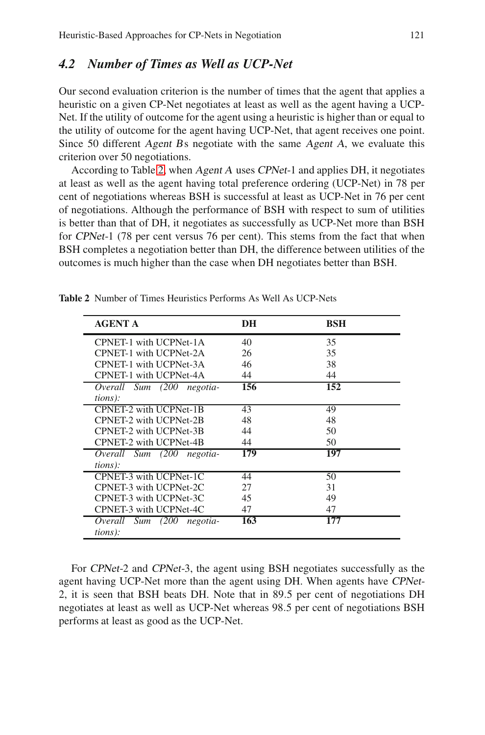## 4.2 Number of Times as Well as UCP-Net

Our second evaluation criterion is the number of times that the agent that applies a heuristic on a given CP-Net negotiates at least as well as the agent having a UCP-Net. If the utility of outcome for the agent using a heuristic is higher than or equal to the utility of outcome for the agent having UCP-Net, that agent receives one point. Since 50 different *Agent B*s negotiate with the same *Agent A*, we evaluate this criterion over 50 negotiations.

According to Table 2, when *Agent A* uses *CPNet*-1 and applies DH, it negotiates at least as well as the agent having total preference ordering (UCP-Net) in 78 per cent of negotiations whereas BSH is successful at least as UCP-Net in 76 per cent of negotiations. Although the performance of BSH with respect to sum of utilities is better than that of DH, it negotiates as successfully as UCP-Net more than BSH for *CPNet*-1 (78 per cent versus 76 per cent). This stems from the fact that when BSH completes a negotiation better than DH, the difference between utilities of the outcomes is much higher than the case when DH negotiates better than BSH.

**Table 2** Number of Times Heuristics Performs As Well As UCP-Nets

| AGENT A | DH | BSH |
|---|---|---|
| CPNET-1 with UCPNet-1A | 40 | 35 |
| CPNET-1 with UCPNet-2A | 26 | 35 |
| CPNET-1 with UCPNet-3A | 46 | 38 |
| CPNET-1 with UCPNet-4A | 44 | 44 |
| *Overall Sum (200 negotiations):* | **156** | **152** |
| CPNET-2 with UCPNet-1B | 43 | 49 |
| CPNET-2 with UCPNet-2B | 48 | 48 |
| CPNET-2 with UCPNet-3B | 44 | 50 |
| CPNET-2 with UCPNet-4B | 44 | 50 |
| *Overall Sum (200 negotiations):* | **179** | **197** |
| CPNET-3 with UCPNet-1C | 44 | 50 |
| CPNET-3 with UCPNet-2C | 27 | 31 |
| CPNET-3 with UCPNet-3C | 45 | 49 |
| CPNET-3 with UCPNet-4C | 47 | 47 |
| *Overall Sum (200 negotiations):* | **163** | **177** |

For *CPNet*-2 and *CPNet*-3, the agent using BSH negotiates successfully as the agent having UCP-Net more than the agent using DH. When agents have *CPNet*-2, it is seen that BSH beats DH. Note that in 89.5 per cent of negotiations DH negotiates at least as well as UCP-Net whereas 98.5 per cent of negotiations BSH performs at least as good as the UCP-Net.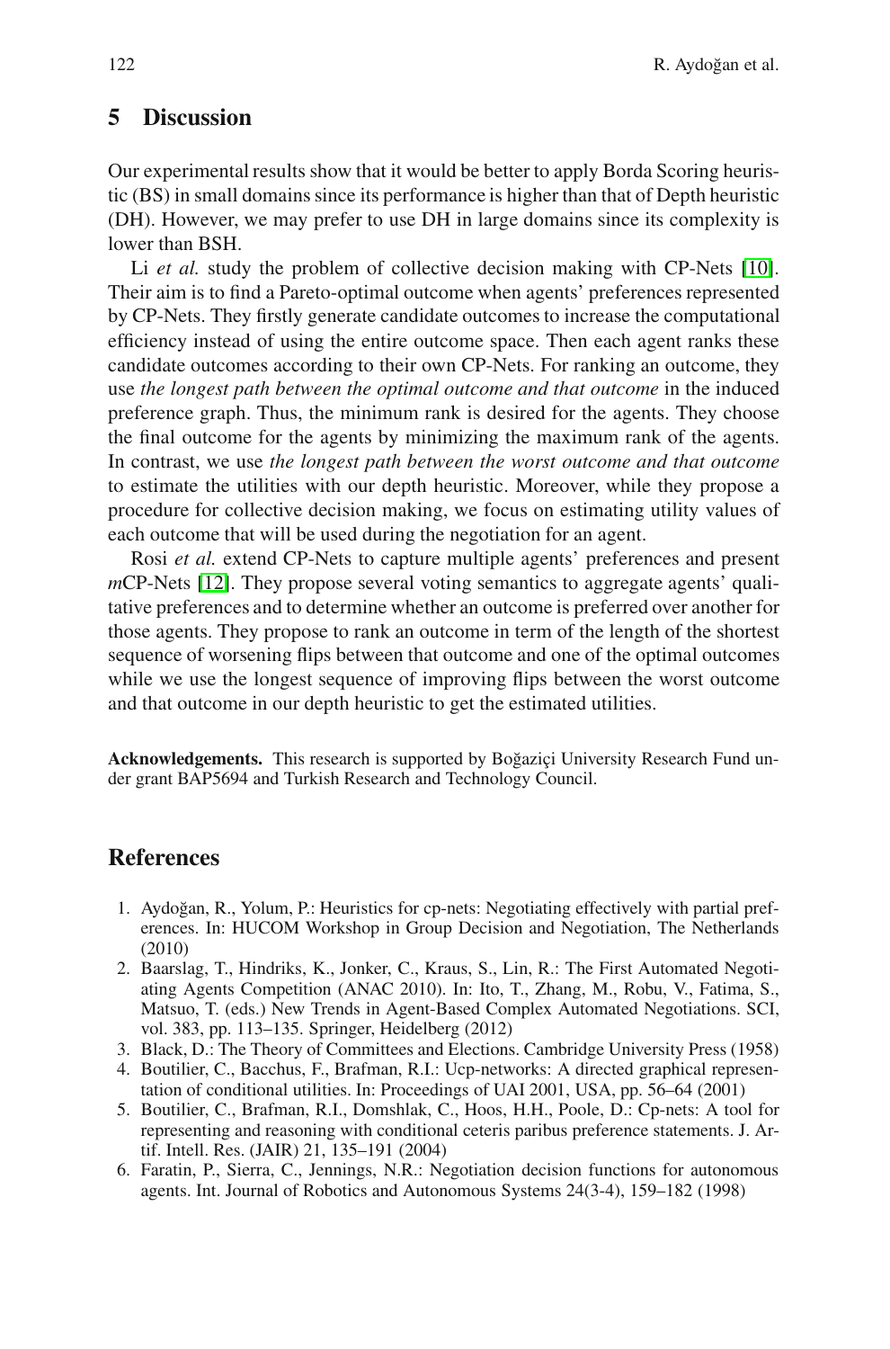## 5 Discussion

Our experimental results show that it would be better to apply Borda Scoring heuristic (BS) in small domains since its performance is higher than that of Depth heuristic (DH). However, we may prefer to use DH in large domains since its complexity is lower than BSH.

Li *et al.* study the problem of collective decision making with CP-Nets [10]. Their aim is to find a Pareto-optimal outcome when agents' preferences represented by CP-Nets. They firstly generate candidate outcomes to increase the computational efficiency instead of using the entire outcome space. Then each agent ranks these candidate outcomes according to their own CP-Nets. For ranking an outcome, they use *the longest path between the optimal outcome and that outcome* in the induced preference graph. Thus, the minimum rank is desired for the agents. They choose the final outcome for the agents by minimizing the maximum rank of the agents. In contrast, we use *the longest path between the worst outcome and that outcome* to estimate the utilities with our depth heuristic. Moreover, while they propose a procedure for collective decision making, we focus on estimating utility values of each outcome that will be used during the negotiation for an agent.

Rosi *et al.* extend CP-Nets to capture multiple agents' preferences and present *m*CP-Nets [12]. They propose several voting semantics to aggregate agents' qualitative preferences and to determine whether an outcome is preferred over another for those agents. They propose to rank an outcome in term of the length of the shortest sequence of worsening flips between that outcome and one of the optimal outcomes while we use the longest sequence of improving flips between the worst outcome and that outcome in our depth heuristic to get the estimated utilities.

**Acknowledgements.** This research is supported by Boğaziçi University Research Fund under grant BAP5694 and Turkish Research and Technology Council.

## References

1. Aydoğan, R., Yolum, P.: Heuristics for cp-nets: Negotiating effectively with partial preferences. In: HUCOM Workshop in Group Decision and Negotiation, The Netherlands (2010)
2. Baarslag, T., Hindriks, K., Jonker, C., Kraus, S., Lin, R.: The First Automated Negotiating Agents Competition (ANAC 2010). In: Ito, T., Zhang, M., Robu, V., Fatima, S., Matsuo, T. (eds.) New Trends in Agent-Based Complex Automated Negotiations. SCI, vol. 383, pp. 113–135. Springer, Heidelberg (2012)
3. Black, D.: The Theory of Committees and Elections. Cambridge University Press (1958)
4. Boutilier, C., Bacchus, F., Brafman, R.I.: Ucp-networks: A directed graphical representation of conditional utilities. In: Proceedings of UAI 2001, USA, pp. 56–64 (2001)
5. Boutilier, C., Brafman, R.I., Domshlak, C., Hoos, H.H., Poole, D.: Cp-nets: A tool for representing and reasoning with conditional ceteris paribus preference statements. J. Artif. Intell. Res. (JAIR) 21, 135–191 (2004)
6. Faratin, P., Sierra, C., Jennings, N.R.: Negotiation decision functions for autonomous agents. Int. Journal of Robotics and Autonomous Systems 24(3-4), 159–182 (1998)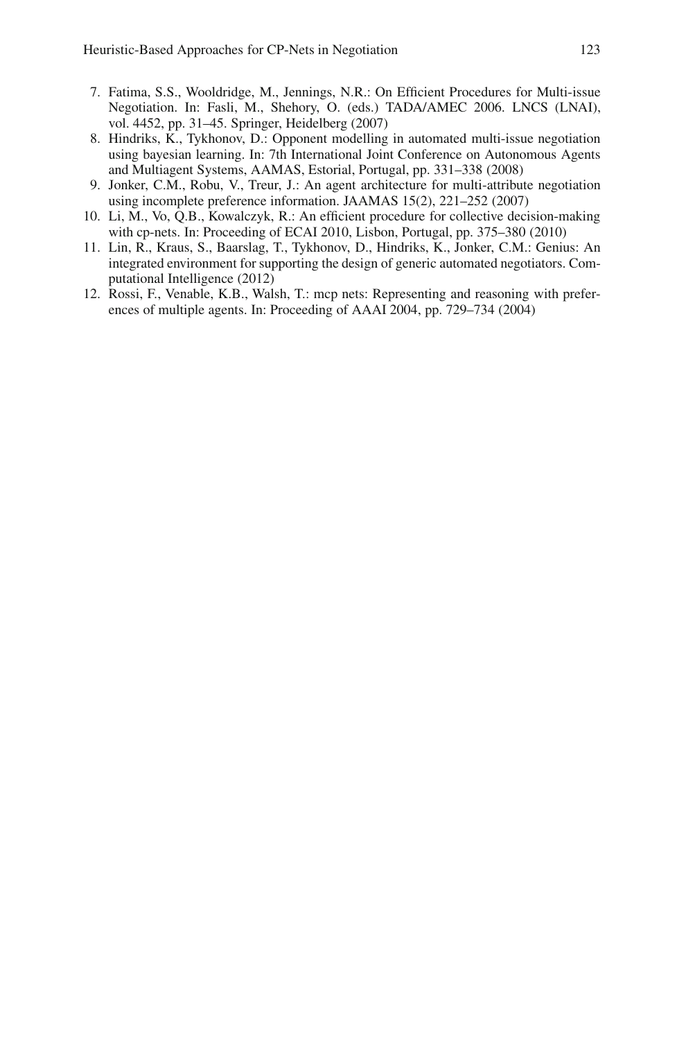7. Fatima, S.S., Wooldridge, M., Jennings, N.R.: On Efficient Procedures for Multi-issue Negotiation. In: Fasli, M., Shehory, O. (eds.) TADA/AMEC 2006. LNCS (LNAI), vol. 4452, pp. 31–45. Springer, Heidelberg (2007)
8. Hindriks, K., Tykhonov, D.: Opponent modelling in automated multi-issue negotiation using bayesian learning. In: 7th International Joint Conference on Autonomous Agents and Multiagent Systems, AAMAS, Estorial, Portugal, pp. 331–338 (2008)
9. Jonker, C.M., Robu, V., Treur, J.: An agent architecture for multi-attribute negotiation using incomplete preference information. JAAMAS 15(2), 221–252 (2007)
10. Li, M., Vo, Q.B., Kowalczyk, R.: An efficient procedure for collective decision-making with cp-nets. In: Proceeding of ECAI 2010, Lisbon, Portugal, pp. 375–380 (2010)
11. Lin, R., Kraus, S., Baarslag, T., Tykhonov, D., Hindriks, K., Jonker, C.M.: Genius: An integrated environment for supporting the design of generic automated negotiators. Computational Intelligence (2012)
12. Rossi, F., Venable, K.B., Walsh, T.: mcp nets: Representing and reasoning with preferences of multiple agents. In: Proceeding of AAAI 2004, pp. 729–734 (2004)